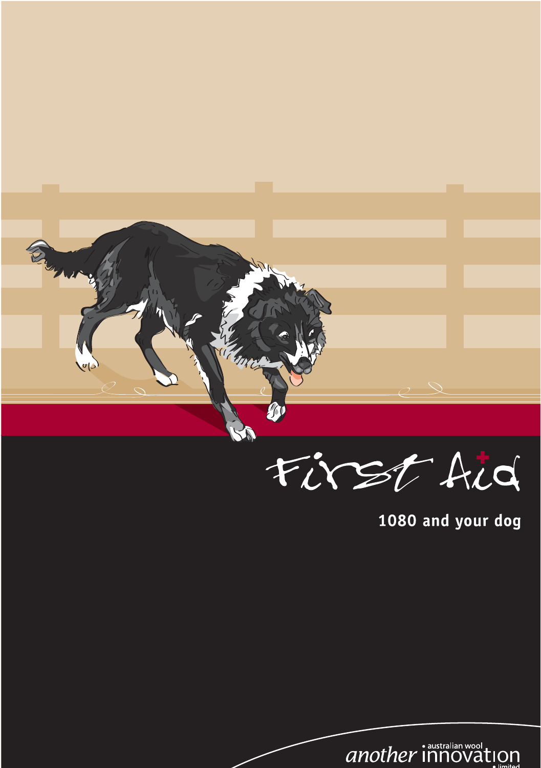# First Aid

## 1080 and your dog

another innovation • australian wool • limited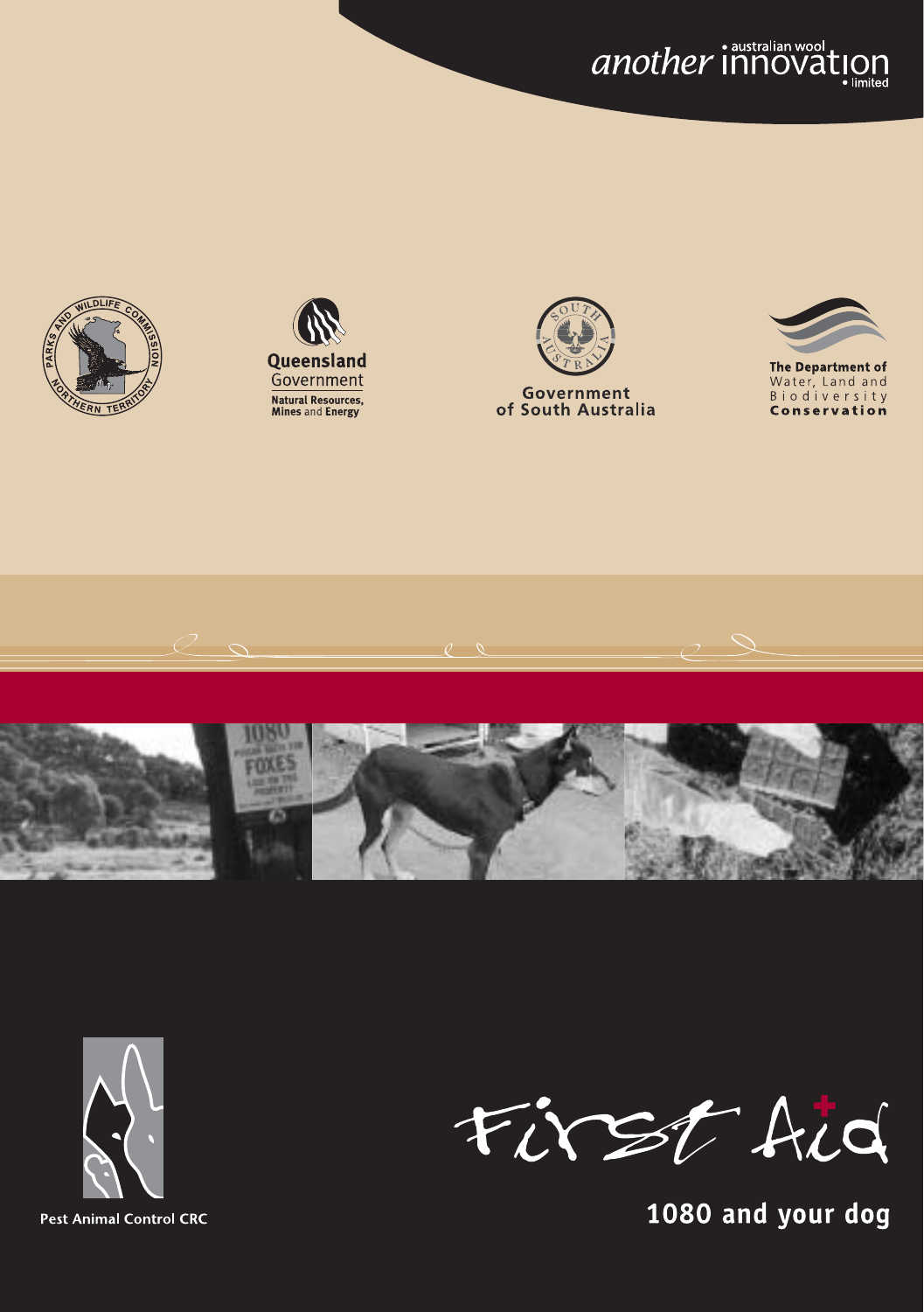another • australian wool innovation • limited

Parks and Wildlife Commission Northern Territory

Queensland Government
Natural Resources, Mines and Energy

Government of South Australia

The Department of Water, Land and Biodiversity Conservation

Pest Animal Control CRC

# First Aid

## 1080 and your dog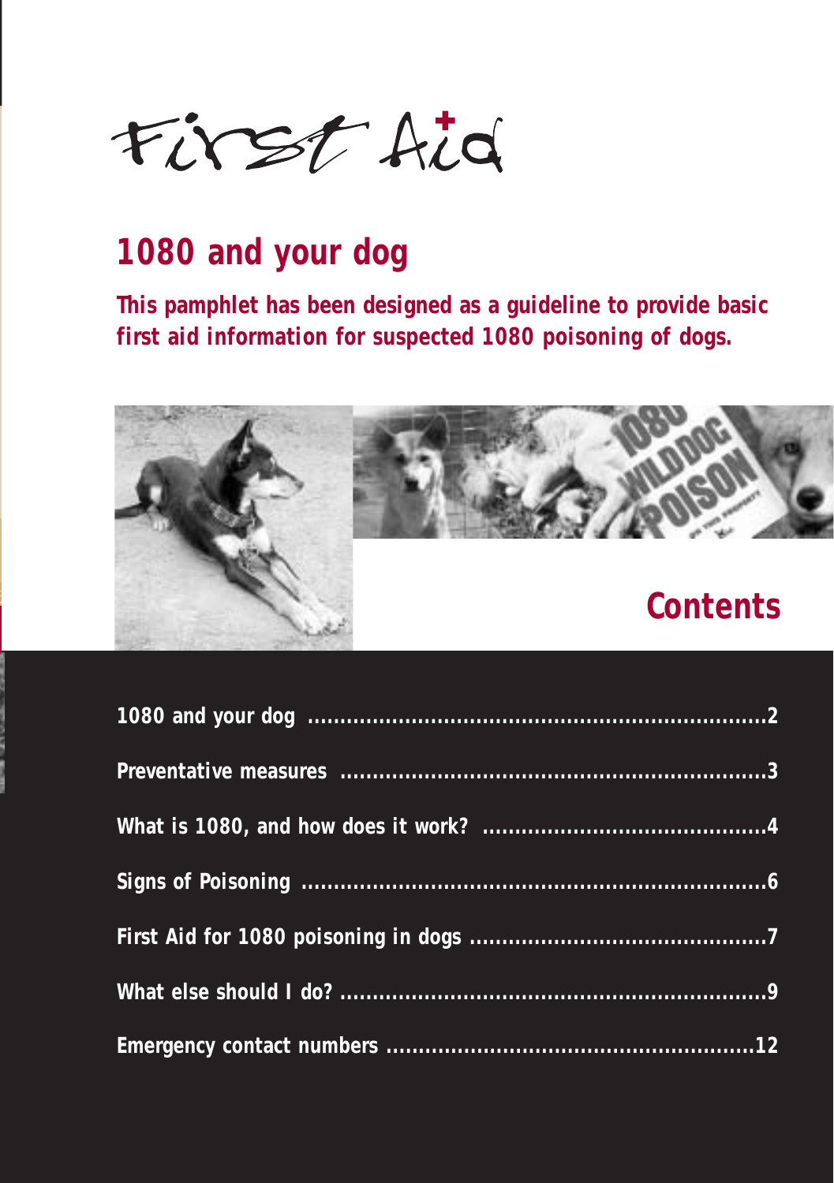First Aid

# 1080 and your dog

**This pamphlet has been designed as a guideline to provide basic first aid information for suspected 1080 poisoning of dogs.**

## Contents

| | |
|---|---|
| 1080 and your dog | 2 |
| Preventative measures | 3 |
| What is 1080, and how does it work? | 4 |
| Signs of Poisoning | 6 |
| First Aid for 1080 poisoning in dogs | 7 |
| What else should I do? | 9 |
| Emergency contact numbers | 12 |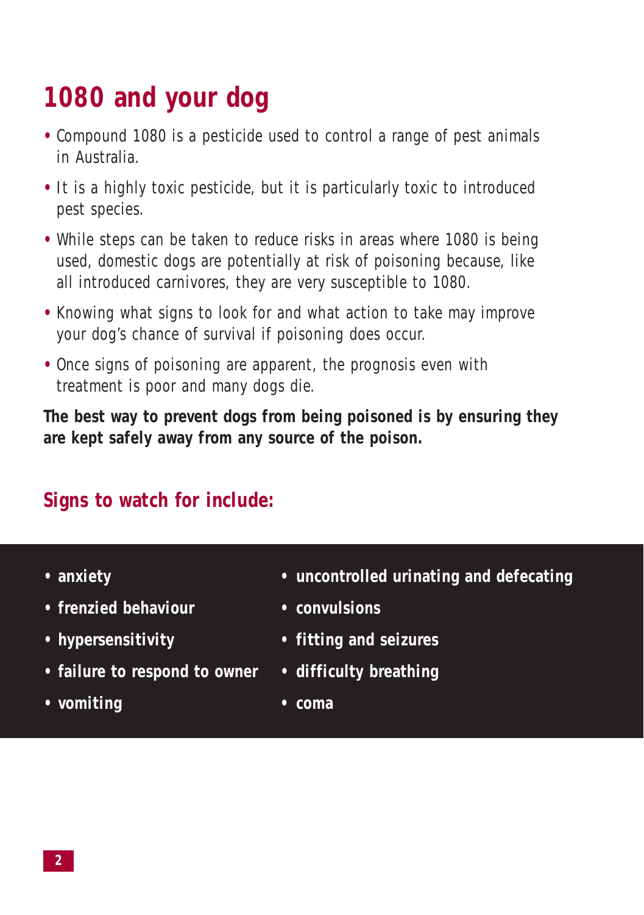# 1080 and your dog

- Compound 1080 is a pesticide used to control a range of pest animals in Australia.
- It is a highly toxic pesticide, but it is particularly toxic to introduced pest species.
- While steps can be taken to reduce risks in areas where 1080 is being used, domestic dogs are potentially at risk of poisoning because, like all introduced carnivores, they are very susceptible to 1080.
- Knowing what signs to look for and what action to take may improve your dog's chance of survival if poisoning does occur.
- Once signs of poisoning are apparent, the prognosis even with treatment is poor and many dogs die.

**The best way to prevent dogs from being poisoned is by ensuring they are kept safely away from any source of the poison.**

## Signs to watch for include:

- **anxiety**
- **frenzied behaviour**
- **hypersensitivity**
- **failure to respond to owner**
- **vomiting**
- **uncontrolled urinating and defecating**
- **convulsions**
- **fitting and seizures**
- **difficulty breathing**
- **coma**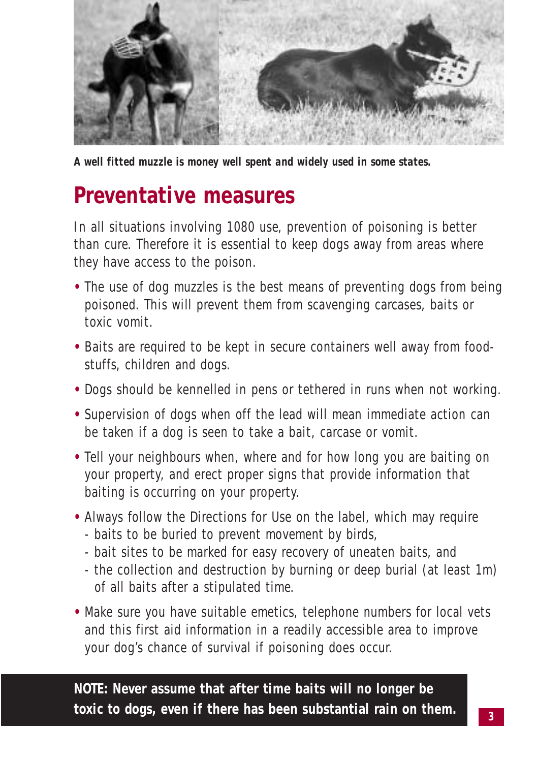***A well fitted muzzle is money well spent and widely used in some states.***

## Preventative measures

In all situations involving 1080 use, prevention of poisoning is better than cure. Therefore it is essential to keep dogs away from areas where they have access to the poison.

- The use of dog muzzles is the best means of preventing dogs from being poisoned. This will prevent them from scavenging carcases, baits or toxic vomit.
- Baits are required to be kept in secure containers well away from food-stuffs, children and dogs.
- Dogs should be kennelled in pens or tethered in runs when not working.
- Supervision of dogs when off the lead will mean immediate action can be taken if a dog is seen to take a bait, carcase or vomit.
- Tell your neighbours when, where and for how long you are baiting on your property, and erect proper signs that provide information that baiting is occurring on your property.
- Always follow the Directions for Use on the label, which may require
  - baits to be buried to prevent movement by birds,
  - bait sites to be marked for easy recovery of uneaten baits, and
  - the collection and destruction by burning or deep burial (at least 1m) of all baits after a stipulated time.
- Make sure you have suitable emetics, telephone numbers for local vets and this first aid information in a readily accessible area to improve your dog's chance of survival if poisoning does occur.

**NOTE: Never assume that after time baits will no longer be toxic to dogs, even if there has been substantial rain on them.**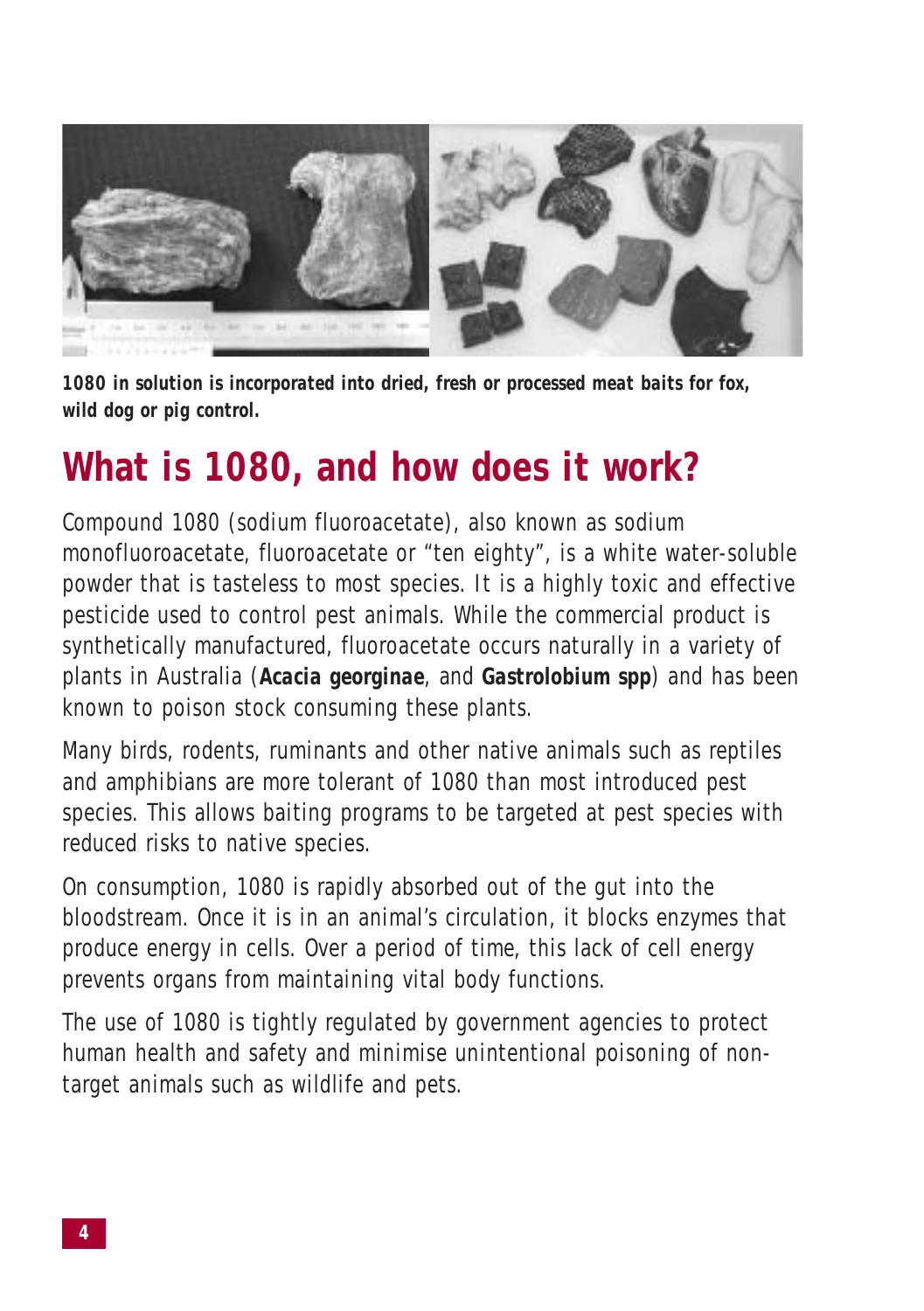**1080 in solution is incorporated into dried, fresh or processed meat baits for fox, wild dog or pig control.**

## What is 1080, and how does it work?

Compound 1080 (sodium fluoroacetate), also known as sodium monofluoroacetate, fluoroacetate or "ten eighty", is a white water-soluble powder that is tasteless to most species. It is a highly toxic and effective pesticide used to control pest animals. While the commercial product is synthetically manufactured, fluoroacetate occurs naturally in a variety of plants in Australia (***Acacia georginae***, and **Gastrolobium spp**) and has been known to poison stock consuming these plants.

Many birds, rodents, ruminants and other native animals such as reptiles and amphibians are more tolerant of 1080 than most introduced pest species. This allows baiting programs to be targeted at pest species with reduced risks to native species.

On consumption, 1080 is rapidly absorbed out of the gut into the bloodstream. Once it is in an animal's circulation, it blocks enzymes that produce energy in cells. Over a period of time, this lack of cell energy prevents organs from maintaining vital body functions.

The use of 1080 is tightly regulated by government agencies to protect human health and safety and minimise unintentional poisoning of non-target animals such as wildlife and pets.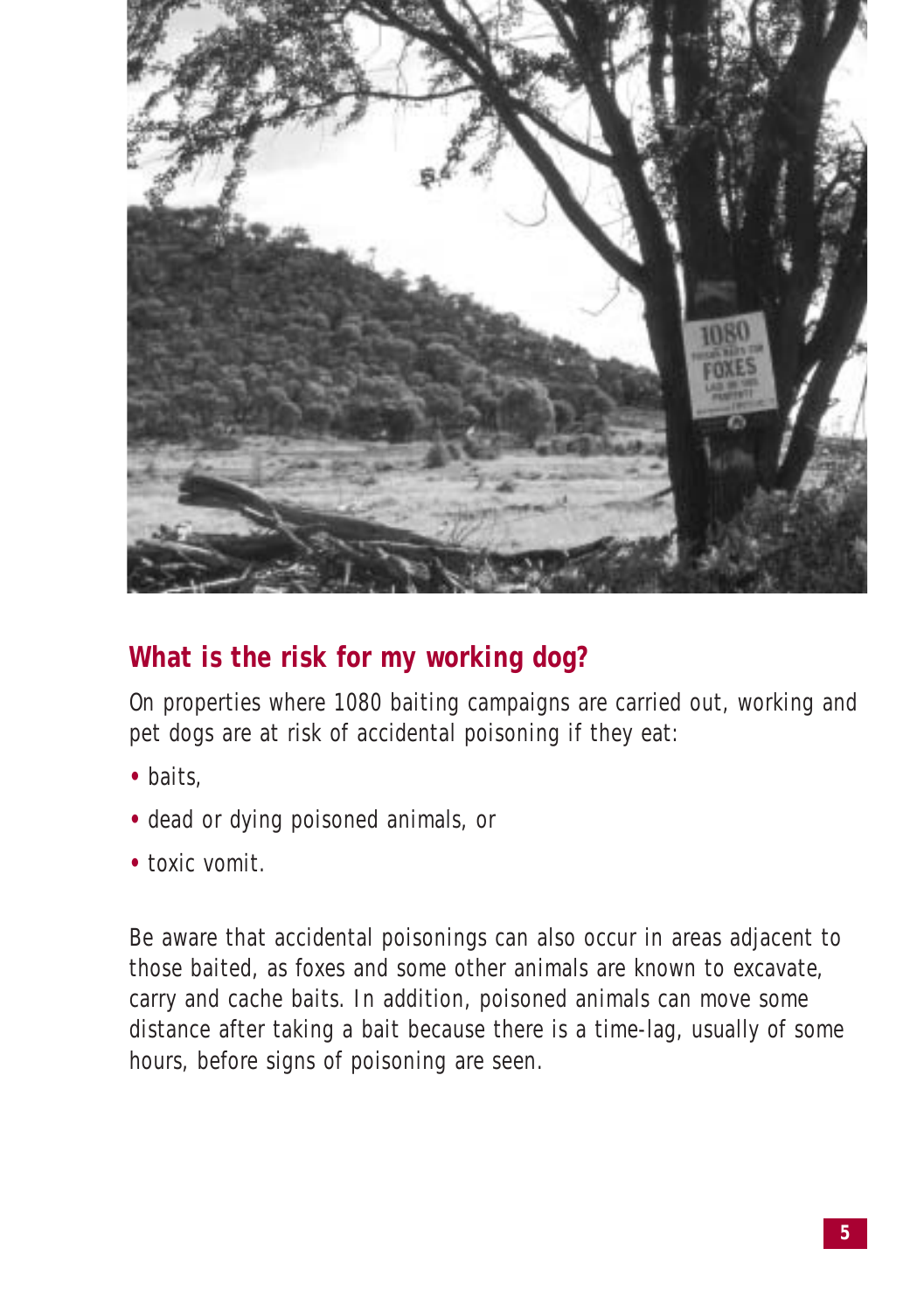## What is the risk for my working dog?

On properties where 1080 baiting campaigns are carried out, working and pet dogs are at risk of accidental poisoning if they eat:

- baits,
- dead or dying poisoned animals, or
- toxic vomit.

Be aware that accidental poisonings can also occur in areas adjacent to those baited, as foxes and some other animals are known to excavate, carry and cache baits. In addition, poisoned animals can move some distance after taking a bait because there is a time-lag, usually of some hours, before signs of poisoning are seen.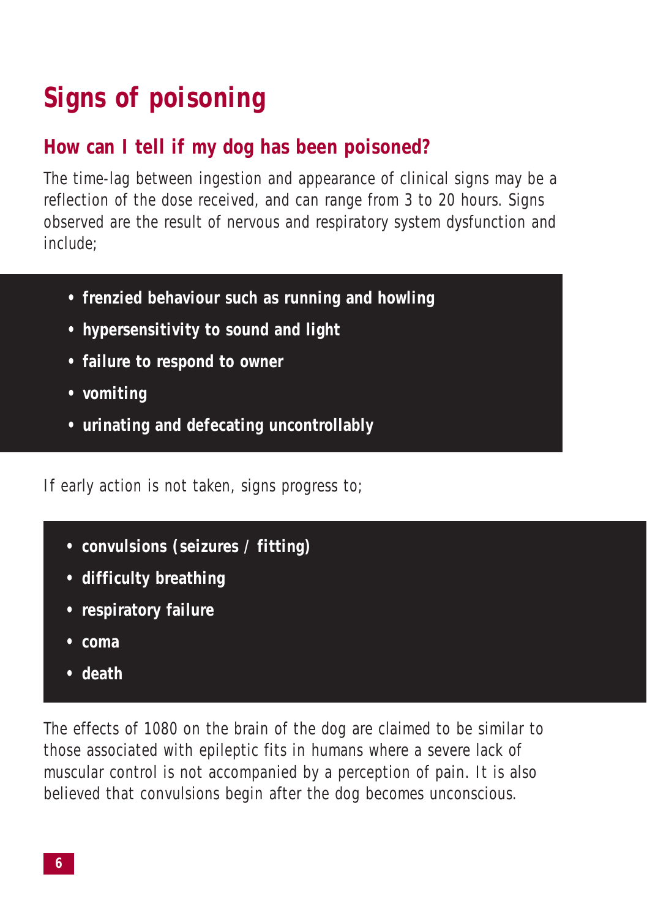# Signs of poisoning

## How can I tell if my dog has been poisoned?

The time-lag between ingestion and appearance of clinical signs may be a reflection of the dose received, and can range from 3 to 20 hours. Signs observed are the result of nervous and respiratory system dysfunction and include;

- **frenzied behaviour such as running and howling**
- **hypersensitivity to sound and light**
- **failure to respond to owner**
- **vomiting**
- **urinating and defecating uncontrollably**

If early action is not taken, signs progress to;

- **convulsions (seizures / fitting)**
- **difficulty breathing**
- **respiratory failure**
- **coma**
- **death**

The effects of 1080 on the brain of the dog are claimed to be similar to those associated with epileptic fits in humans where a severe lack of muscular control is not accompanied by a perception of pain. It is also believed that convulsions begin after the dog becomes unconscious.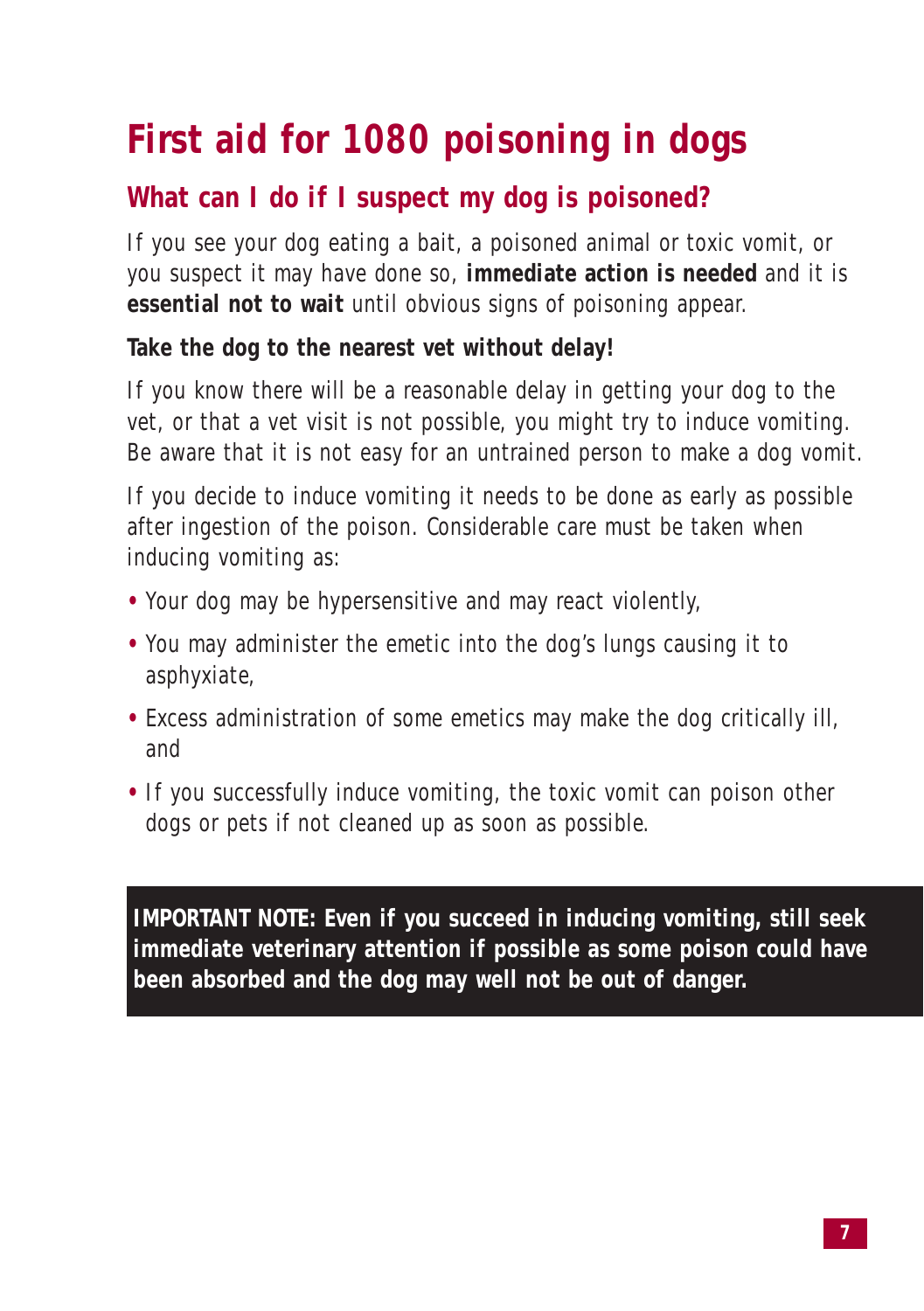# First aid for 1080 poisoning in dogs

## What can I do if I suspect my dog is poisoned?

If you see your dog eating a bait, a poisoned animal or toxic vomit, or you suspect it may have done so, **immediate action is needed** and it is **essential not to wait** until obvious signs of poisoning appear.

**Take the dog to the nearest vet without delay!**

If you know there will be a reasonable delay in getting your dog to the vet, or that a vet visit is not possible, you might try to induce vomiting. Be aware that it is not easy for an untrained person to make a dog vomit.

If you decide to induce vomiting it needs to be done as early as possible after ingestion of the poison. Considerable care must be taken when inducing vomiting as:

- Your dog may be hypersensitive and may react violently,
- You may administer the emetic into the dog's lungs causing it to asphyxiate,
- Excess administration of some emetics may make the dog critically ill, and
- If you successfully induce vomiting, the toxic vomit can poison other dogs or pets if not cleaned up as soon as possible.

**IMPORTANT NOTE: Even if you succeed in inducing vomiting, still seek immediate veterinary attention if possible as some poison could have been absorbed and the dog may well not be out of danger.**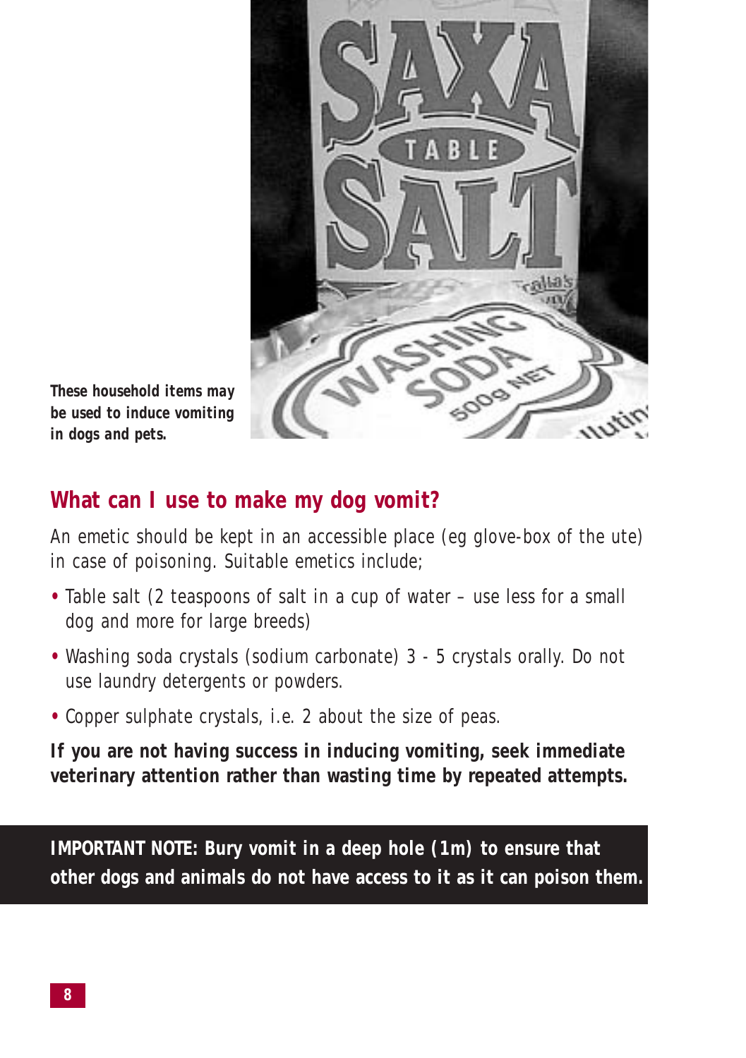These household items may be used to induce vomiting in dogs and pets.

## What can I use to make my dog vomit?

An emetic should be kept in an accessible place (eg glove-box of the ute) in case of poisoning. Suitable emetics include;

- Table salt (2 teaspoons of salt in a cup of water – use less for a small dog and more for large breeds)
- Washing soda crystals (sodium carbonate) 3 - 5 crystals orally. Do not use laundry detergents or powders.
- Copper sulphate crystals, i.e. 2 about the size of peas.

**If you are not having success in inducing vomiting, seek immediate veterinary attention rather than wasting time by repeated attempts.**

**IMPORTANT NOTE: Bury vomit in a deep hole (1m) to ensure that other dogs and animals do not have access to it as it can poison them.**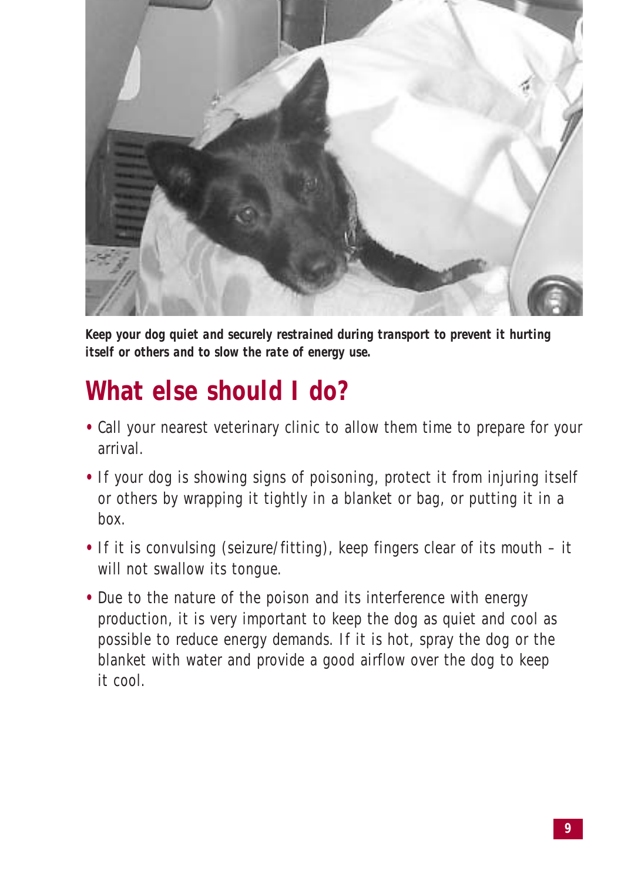***Keep your dog quiet and securely restrained during transport to prevent it hurting itself or others and to slow the rate of energy use.***

## What else should I do?

- Call your nearest veterinary clinic to allow them time to prepare for your arrival.
- If your dog is showing signs of poisoning, protect it from injuring itself or others by wrapping it tightly in a blanket or bag, or putting it in a box.
- If it is convulsing (seizure/fitting), keep fingers clear of its mouth – it will not swallow its tongue.
- Due to the nature of the poison and its interference with energy production, it is very important to keep the dog as quiet and cool as possible to reduce energy demands. If it is hot, spray the dog or the blanket with water and provide a good airflow over the dog to keep it cool.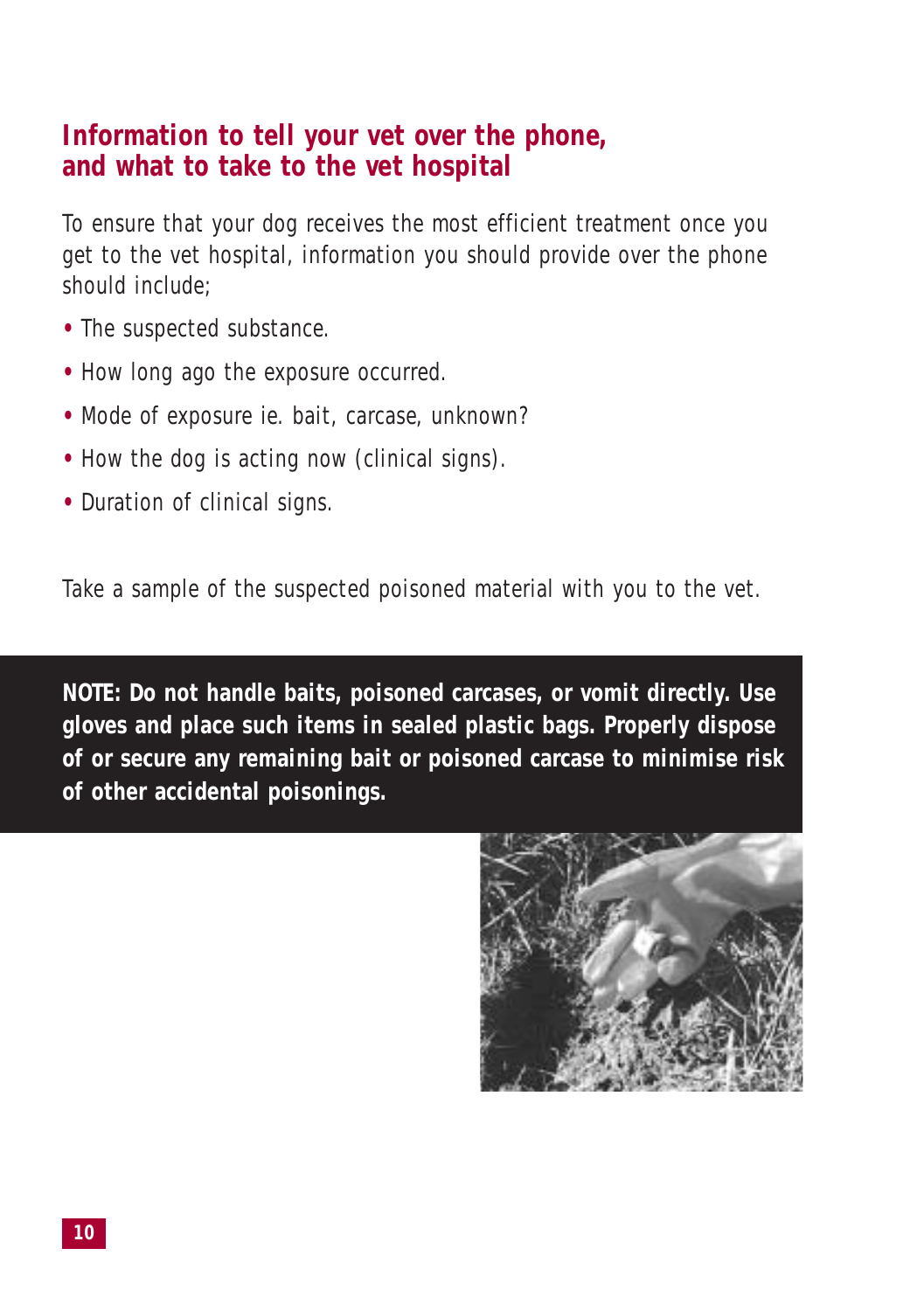## Information to tell your vet over the phone, and what to take to the vet hospital

To ensure that your dog receives the most efficient treatment once you get to the vet hospital, information you should provide over the phone should include;

- The suspected substance.
- How long ago the exposure occurred.
- Mode of exposure ie. bait, carcase, unknown?
- How the dog is acting now (clinical signs).
- Duration of clinical signs.

Take a sample of the suspected poisoned material with you to the vet.

**NOTE: Do not handle baits, poisoned carcases, or vomit directly. Use gloves and place such items in sealed plastic bags. Properly dispose of or secure any remaining bait or poisoned carcase to minimise risk of other accidental poisonings.**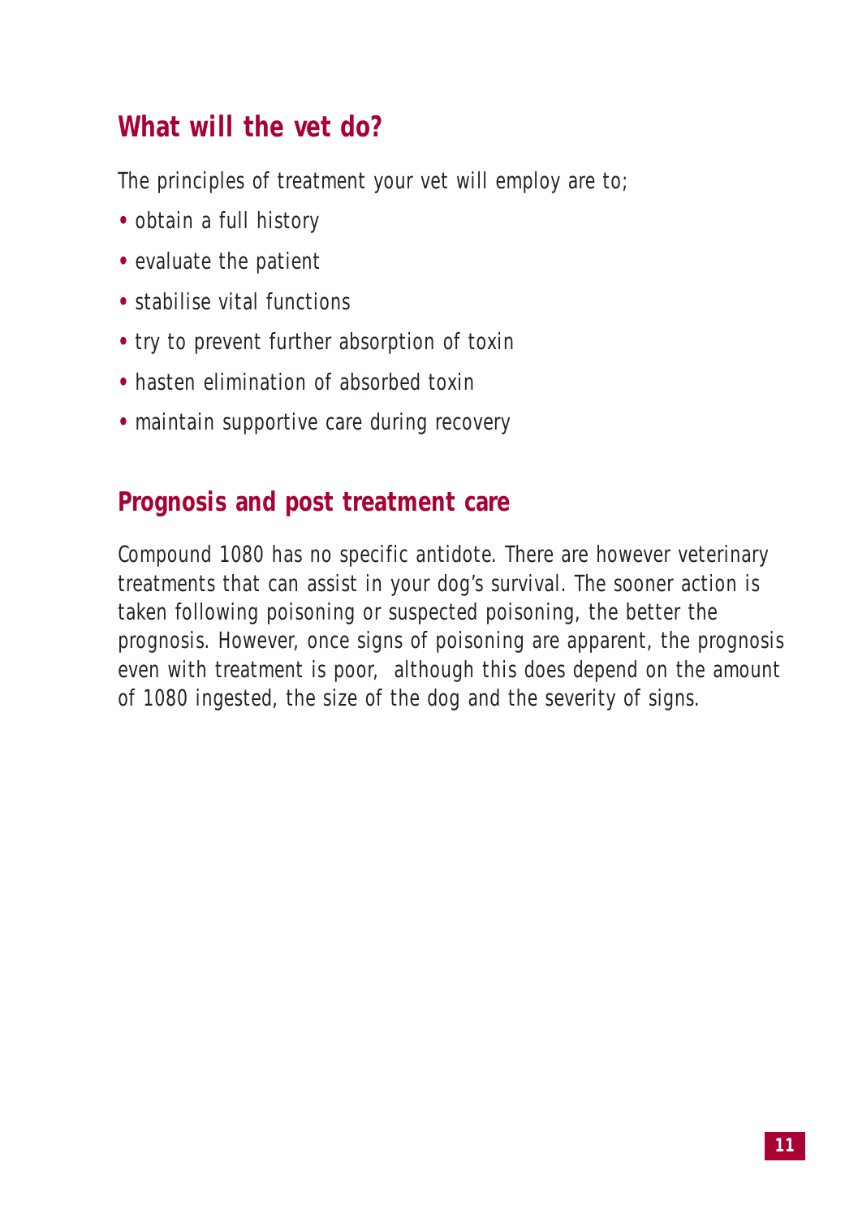## What will the vet do?

The principles of treatment your vet will employ are to;

- obtain a full history
- evaluate the patient
- stabilise vital functions
- try to prevent further absorption of toxin
- hasten elimination of absorbed toxin
- maintain supportive care during recovery

## Prognosis and post treatment care

Compound 1080 has no specific antidote. There are however veterinary treatments that can assist in your dog's survival. The sooner action is taken following poisoning or suspected poisoning, the better the prognosis. However, once signs of poisoning are apparent, the prognosis even with treatment is poor, although this does depend on the amount of 1080 ingested, the size of the dog and the severity of signs.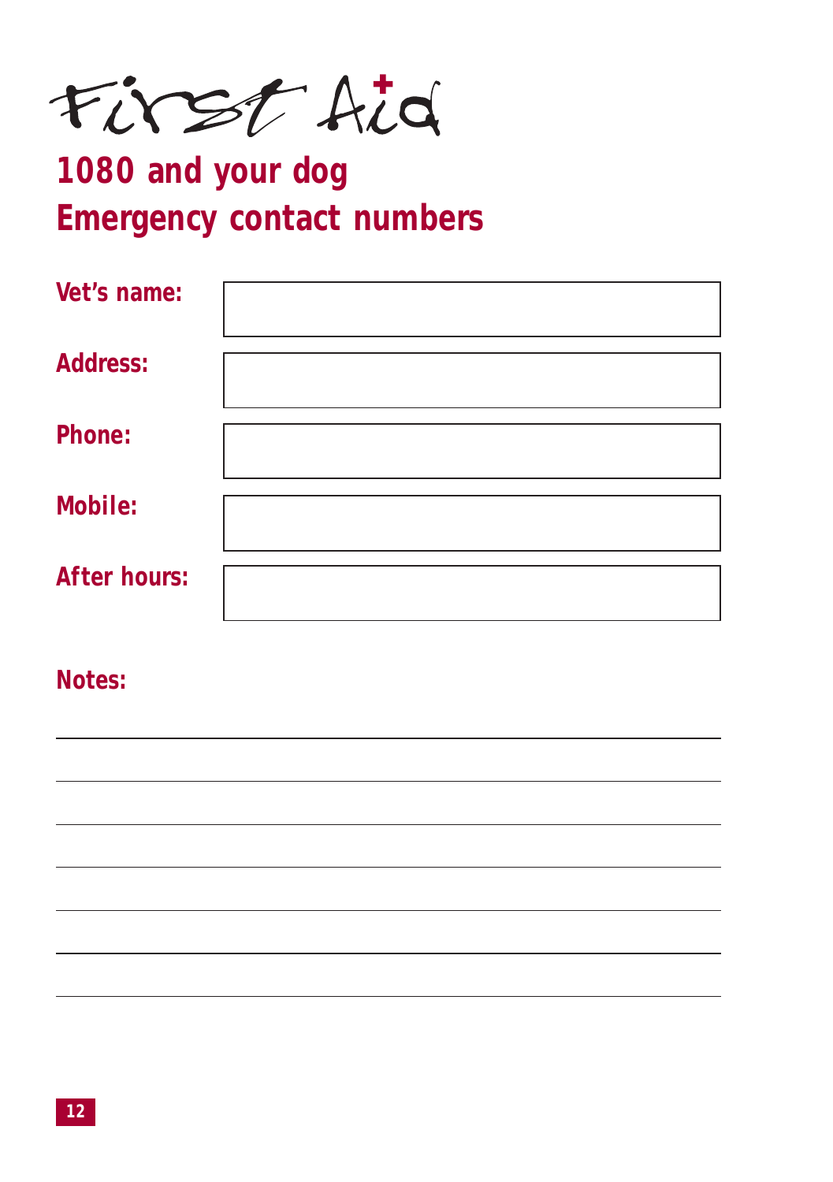# First Aid

## 1080 and your dog

## Emergency contact numbers

**Vet's name:**

**Address:**

**Phone:**

**Mobile:**

**After hours:**

**Notes:**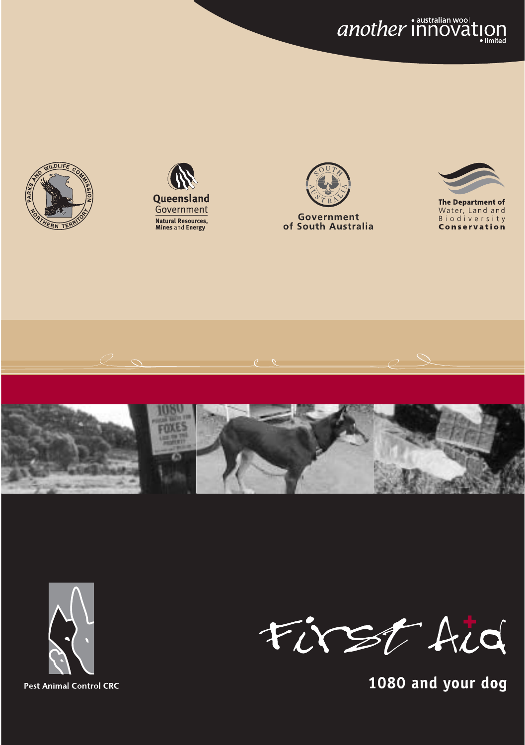another • australian wool innovation • limited

Queensland Government

Natural Resources, Mines and Energy

Government of South Australia

The Department of Water, Land and Biodiversity Conservation

Pest Animal Control CRC

# First Aid

## 1080 and your dog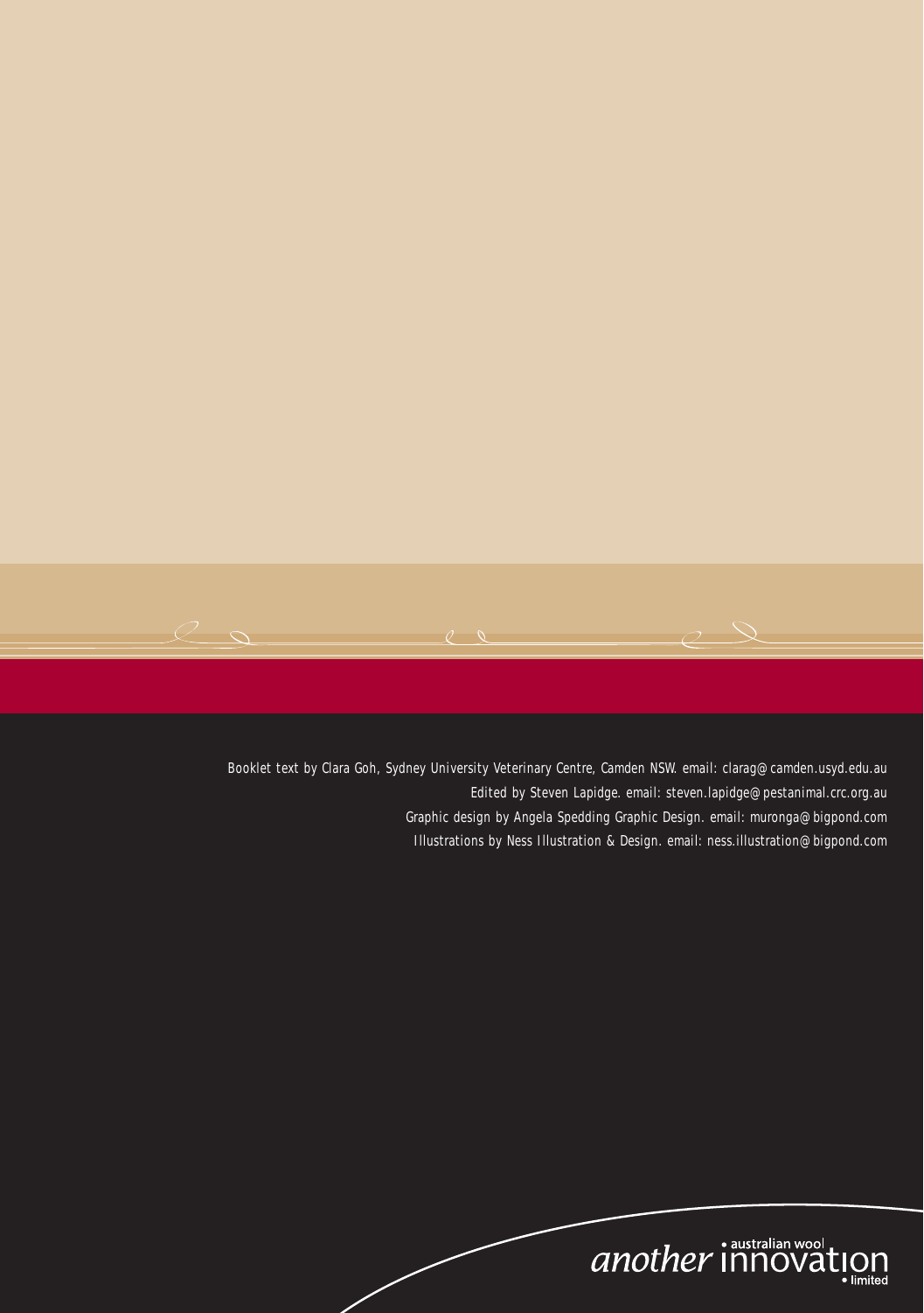Booklet text by Clara Goh, Sydney University Veterinary Centre, Camden NSW. email: clarag@camden.usyd.edu.au

Edited by Steven Lapidge. email: steven.lapidge@pestanimal.crc.org.au

Graphic design by Angela Spedding Graphic Design. email: muronga@bigpond.com

Illustrations by Ness Illustration & Design. email: ness.illustration@bigpond.com

*another* innovation • australian wool • limited